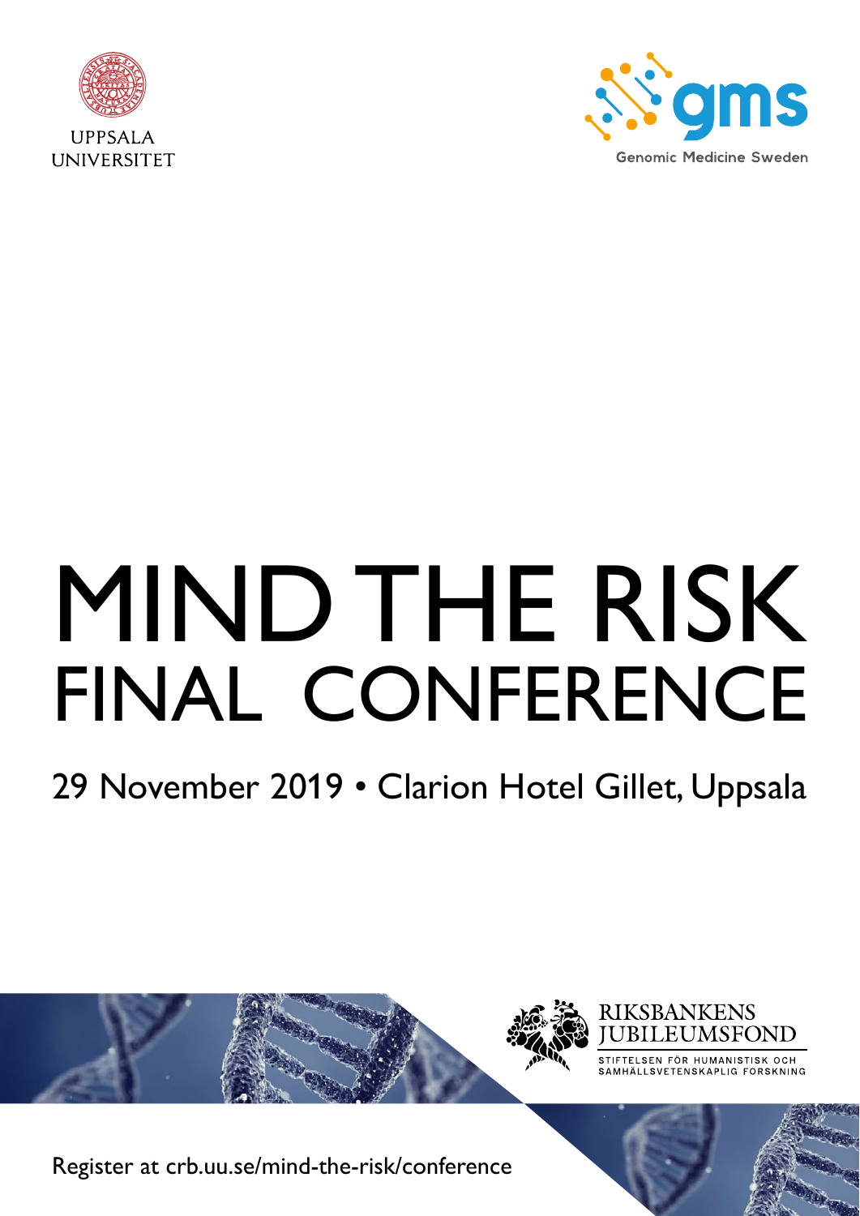UPPSALA UNIVERSITET

gms

Genomic Medicine Sweden

# MIND THE RISK FINAL CONFERENCE

## 29 November 2019 • Clarion Hotel Gillet, Uppsala

RIKSBANKENS JUBILEUMSFOND

STIFTELSEN FÖR HUMANISTISK OCH SAMHÄLLSVETENSKAPLIG FORSKNING

Register at crb.uu.se/mind-the-risk/conference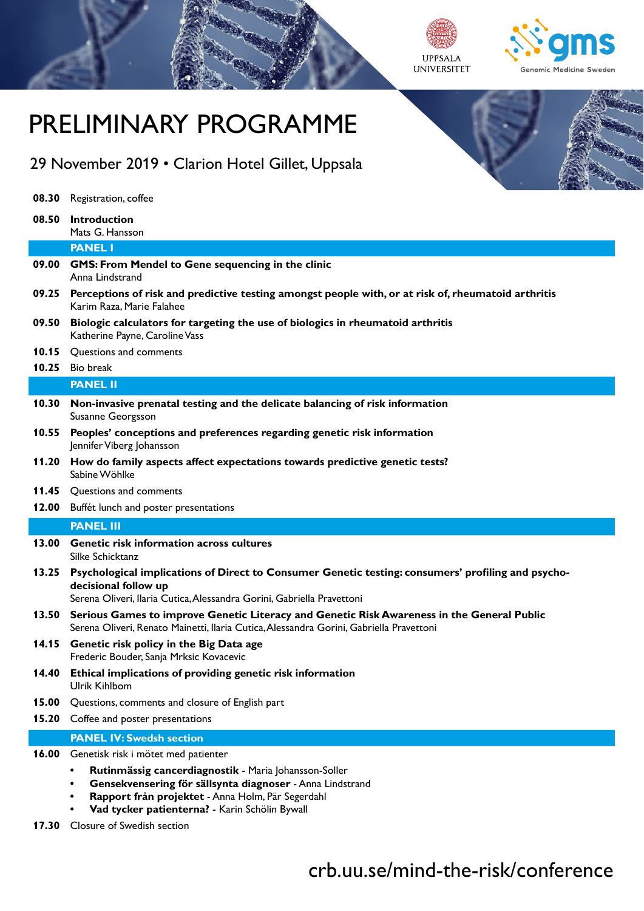UPPSALA UNIVERSITET

gms Genomic Medicine Sweden

# PRELIMINARY PROGRAMME

29 November 2019 • Clarion Hotel Gillet, Uppsala

**08.30** Registration, coffee

**08.50** **Introduction**
Mats G. Hansson

## PANEL I

**09.00** **GMS: From Mendel to Gene sequencing in the clinic**
Anna Lindstrand

**09.25** **Perceptions of risk and predictive testing amongst people with, or at risk of, rheumatoid arthritis**
Karim Raza, Marie Falahee

**09.50** **Biologic calculators for targeting the use of biologics in rheumatoid arthritis**
Katherine Payne, Caroline Vass

**10.15** Questions and comments

**10.25** Bio break

## PANEL II

**10.30** **Non-invasive prenatal testing and the delicate balancing of risk information**
Susanne Georgsson

**10.55** **Peoples' conceptions and preferences regarding genetic risk information**
Jennifer Viberg Johansson

**11.20** **How do family aspects affect expectations towards predictive genetic tests?**
Sabine Wöhlke

**11.45** Questions and comments

**12.00** Buffét lunch and poster presentations

## PANEL III

**13.00** **Genetic risk information across cultures**
Silke Schicktanz

**13.25** **Psychological implications of Direct to Consumer Genetic testing: consumers' profiling and psycho-decisional follow up**
Serena Oliveri, Ilaria Cutica, Alessandra Gorini, Gabriella Pravettoni

**13.50** **Serious Games to improve Genetic Literacy and Genetic Risk Awareness in the General Public**
Serena Oliveri, Renato Mainetti, Ilaria Cutica, Alessandra Gorini, Gabriella Pravettoni

**14.15** **Genetic risk policy in the Big Data age**
Frederic Bouder, Sanja Mrksic Kovacevic

**14.40** **Ethical implications of providing genetic risk information**
Ulrik Kihlbom

**15.00** Questions, comments and closure of English part

**15.20** Coffee and poster presentations

## PANEL IV: Swedsh section

**16.00** Genetisk risk i mötet med patienter

- **Rutinmässig cancerdiagnostik** - Maria Johansson-Soller
- **Gensekvensering för sällsynta diagnoser** - Anna Lindstrand
- **Rapport från projektet** - Anna Holm, Pär Segerdahl
- **Vad tycker patienterna?** - Karin Schölin Bywall

**17.30** Closure of Swedish section

crb.uu.se/mind-the-risk/conference